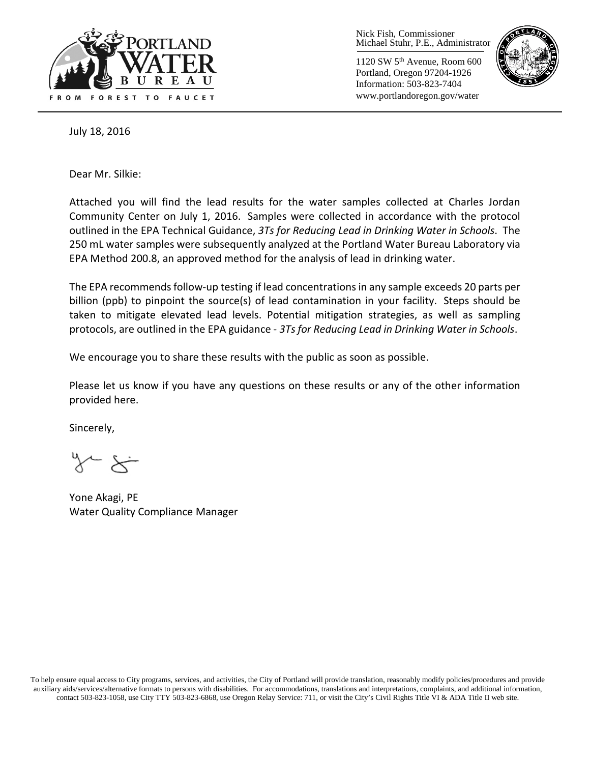Nick Fish, Commissioner
Michael Stuhr, P.E., Administrator

1120 SW 5th Avenue, Room 600
Portland, Oregon 97204-1926
Information: 503-823-7404
www.portlandoregon.gov/water

July 18, 2016

Dear Mr. Silkie:

Attached you will find the lead results for the water samples collected at Charles Jordan Community Center on July 1, 2016. Samples were collected in accordance with the protocol outlined in the EPA Technical Guidance, *3Ts for Reducing Lead in Drinking Water in Schools*. The 250 mL water samples were subsequently analyzed at the Portland Water Bureau Laboratory via EPA Method 200.8, an approved method for the analysis of lead in drinking water.

The EPA recommends follow-up testing if lead concentrations in any sample exceeds 20 parts per billion (ppb) to pinpoint the source(s) of lead contamination in your facility. Steps should be taken to mitigate elevated lead levels. Potential mitigation strategies, as well as sampling protocols, are outlined in the EPA guidance - *3Ts for Reducing Lead in Drinking Water in Schools*.

We encourage you to share these results with the public as soon as possible.

Please let us know if you have any questions on these results or any of the other information provided here.

Sincerely,

Yone Akagi, PE
Water Quality Compliance Manager

To help ensure equal access to City programs, services, and activities, the City of Portland will provide translation, reasonably modify policies/procedures and provide auxiliary aids/services/alternative formats to persons with disabilities. For accommodations, translations and interpretations, complaints, and additional information, contact 503-823-1058, use City TTY 503-823-6868, use Oregon Relay Service: 711, or visit the City's Civil Rights Title VI & ADA Title II web site.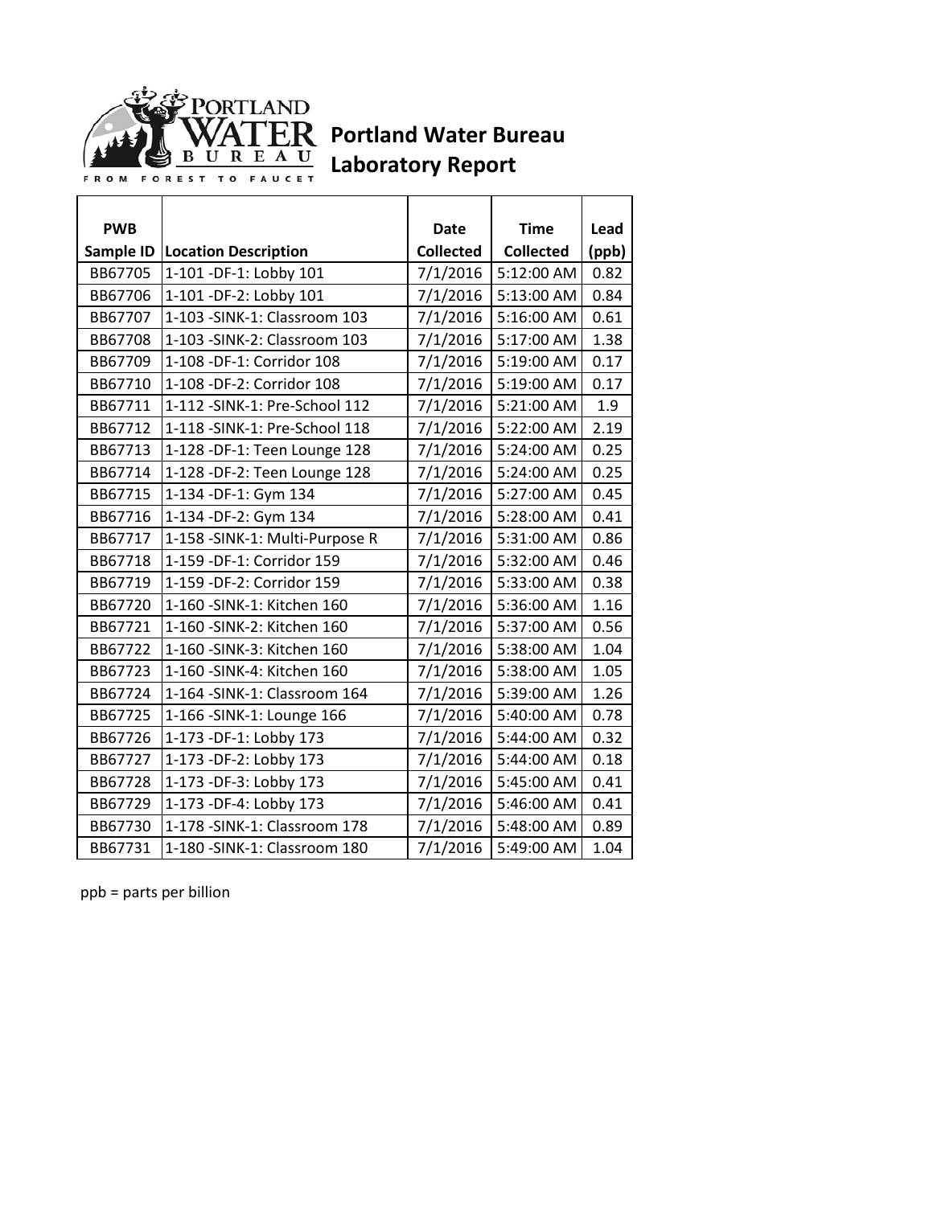# Portland Water Bureau Laboratory Report

| PWB Sample ID | Location Description | Date Collected | Time Collected | Lead (ppb) |
|---|---|---|---|---|
| BB67705 | 1-101 -DF-1: Lobby 101 | 7/1/2016 | 5:12:00 AM | 0.82 |
| BB67706 | 1-101 -DF-2: Lobby 101 | 7/1/2016 | 5:13:00 AM | 0.84 |
| BB67707 | 1-103 -SINK-1: Classroom 103 | 7/1/2016 | 5:16:00 AM | 0.61 |
| BB67708 | 1-103 -SINK-2: Classroom 103 | 7/1/2016 | 5:17:00 AM | 1.38 |
| BB67709 | 1-108 -DF-1: Corridor 108 | 7/1/2016 | 5:19:00 AM | 0.17 |
| BB67710 | 1-108 -DF-2: Corridor 108 | 7/1/2016 | 5:19:00 AM | 0.17 |
| BB67711 | 1-112 -SINK-1: Pre-School 112 | 7/1/2016 | 5:21:00 AM | 1.9 |
| BB67712 | 1-118 -SINK-1: Pre-School 118 | 7/1/2016 | 5:22:00 AM | 2.19 |
| BB67713 | 1-128 -DF-1: Teen Lounge 128 | 7/1/2016 | 5:24:00 AM | 0.25 |
| BB67714 | 1-128 -DF-2: Teen Lounge 128 | 7/1/2016 | 5:24:00 AM | 0.25 |
| BB67715 | 1-134 -DF-1: Gym 134 | 7/1/2016 | 5:27:00 AM | 0.45 |
| BB67716 | 1-134 -DF-2: Gym 134 | 7/1/2016 | 5:28:00 AM | 0.41 |
| BB67717 | 1-158 -SINK-1: Multi-Purpose R | 7/1/2016 | 5:31:00 AM | 0.86 |
| BB67718 | 1-159 -DF-1: Corridor 159 | 7/1/2016 | 5:32:00 AM | 0.46 |
| BB67719 | 1-159 -DF-2: Corridor 159 | 7/1/2016 | 5:33:00 AM | 0.38 |
| BB67720 | 1-160 -SINK-1: Kitchen 160 | 7/1/2016 | 5:36:00 AM | 1.16 |
| BB67721 | 1-160 -SINK-2: Kitchen 160 | 7/1/2016 | 5:37:00 AM | 0.56 |
| BB67722 | 1-160 -SINK-3: Kitchen 160 | 7/1/2016 | 5:38:00 AM | 1.04 |
| BB67723 | 1-160 -SINK-4: Kitchen 160 | 7/1/2016 | 5:38:00 AM | 1.05 |
| BB67724 | 1-164 -SINK-1: Classroom 164 | 7/1/2016 | 5:39:00 AM | 1.26 |
| BB67725 | 1-166 -SINK-1: Lounge 166 | 7/1/2016 | 5:40:00 AM | 0.78 |
| BB67726 | 1-173 -DF-1: Lobby 173 | 7/1/2016 | 5:44:00 AM | 0.32 |
| BB67727 | 1-173 -DF-2: Lobby 173 | 7/1/2016 | 5:44:00 AM | 0.18 |
| BB67728 | 1-173 -DF-3: Lobby 173 | 7/1/2016 | 5:45:00 AM | 0.41 |
| BB67729 | 1-173 -DF-4: Lobby 173 | 7/1/2016 | 5:46:00 AM | 0.41 |
| BB67730 | 1-178 -SINK-1: Classroom 178 | 7/1/2016 | 5:48:00 AM | 0.89 |
| BB67731 | 1-180 -SINK-1: Classroom 180 | 7/1/2016 | 5:49:00 AM | 1.04 |

ppb = parts per billion